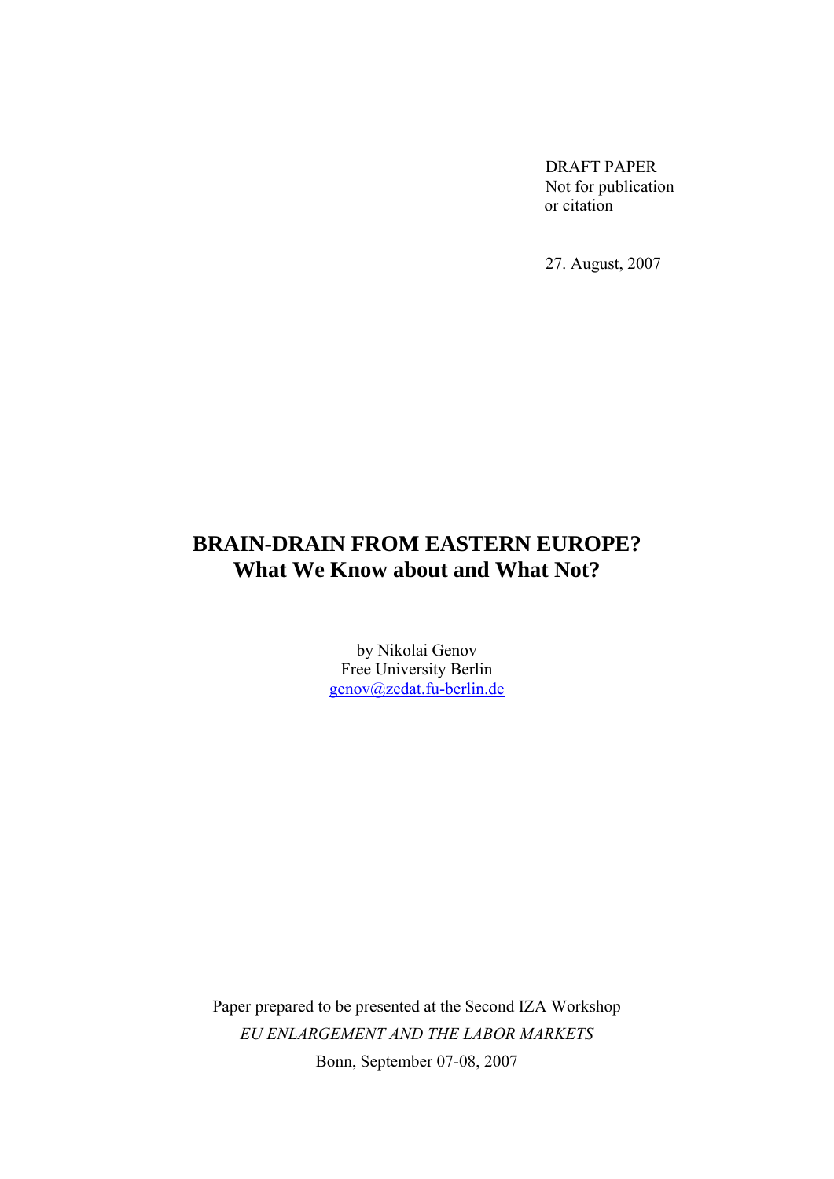DRAFT PAPER
Not for publication
or citation

27. August, 2007

# BRAIN-DRAIN FROM EASTERN EUROPE?
## What We Know about and What Not?

by Nikolai Genov
Free University Berlin
genov@zedat.fu-berlin.de

Paper prepared to be presented at the Second IZA Workshop
*EU ENLARGEMENT AND THE LABOR MARKETS*
Bonn, September 07-08, 2007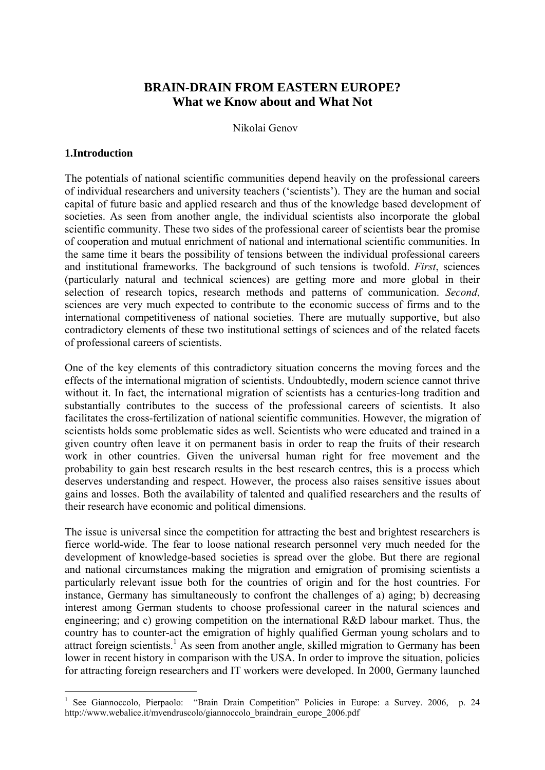# BRAIN-DRAIN FROM EASTERN EUROPE?
## What we Know about and What Not

Nikolai Genov

### 1.Introduction

The potentials of national scientific communities depend heavily on the professional careers of individual researchers and university teachers ('scientists'). They are the human and social capital of future basic and applied research and thus of the knowledge based development of societies. As seen from another angle, the individual scientists also incorporate the global scientific community. These two sides of the professional career of scientists bear the promise of cooperation and mutual enrichment of national and international scientific communities. In the same time it bears the possibility of tensions between the individual professional careers and institutional frameworks. The background of such tensions is twofold. *First*, sciences (particularly natural and technical sciences) are getting more and more global in their selection of research topics, research methods and patterns of communication. *Second*, sciences are very much expected to contribute to the economic success of firms and to the international competitiveness of national societies. There are mutually supportive, but also contradictory elements of these two institutional settings of sciences and of the related facets of professional careers of scientists.

One of the key elements of this contradictory situation concerns the moving forces and the effects of the international migration of scientists. Undoubtedly, modern science cannot thrive without it. In fact, the international migration of scientists has a centuries-long tradition and substantially contributes to the success of the professional careers of scientists. It also facilitates the cross-fertilization of national scientific communities. However, the migration of scientists holds some problematic sides as well. Scientists who were educated and trained in a given country often leave it on permanent basis in order to reap the fruits of their research work in other countries. Given the universal human right for free movement and the probability to gain best research results in the best research centres, this is a process which deserves understanding and respect. However, the process also raises sensitive issues about gains and losses. Both the availability of talented and qualified researchers and the results of their research have economic and political dimensions.

The issue is universal since the competition for attracting the best and brightest researchers is fierce world-wide. The fear to loose national research personnel very much needed for the development of knowledge-based societies is spread over the globe. But there are regional and national circumstances making the migration and emigration of promising scientists a particularly relevant issue both for the countries of origin and for the host countries. For instance, Germany has simultaneously to confront the challenges of a) aging; b) decreasing interest among German students to choose professional career in the natural sciences and engineering; and c) growing competition on the international R&D labour market. Thus, the country has to counter-act the emigration of highly qualified German young scholars and to attract foreign scientists.[1] As seen from another angle, skilled migration to Germany has been lower in recent history in comparison with the USA. In order to improve the situation, policies for attracting foreign researchers and IT workers were developed. In 2000, Germany launched

[1] See Giannoccolo, Pierpaolo: "Brain Drain Competition" Policies in Europe: a Survey. 2006, p. 24 http://www.webalice.it/mvendruscolo/giannoccolo_braindrain_europe_2006.pdf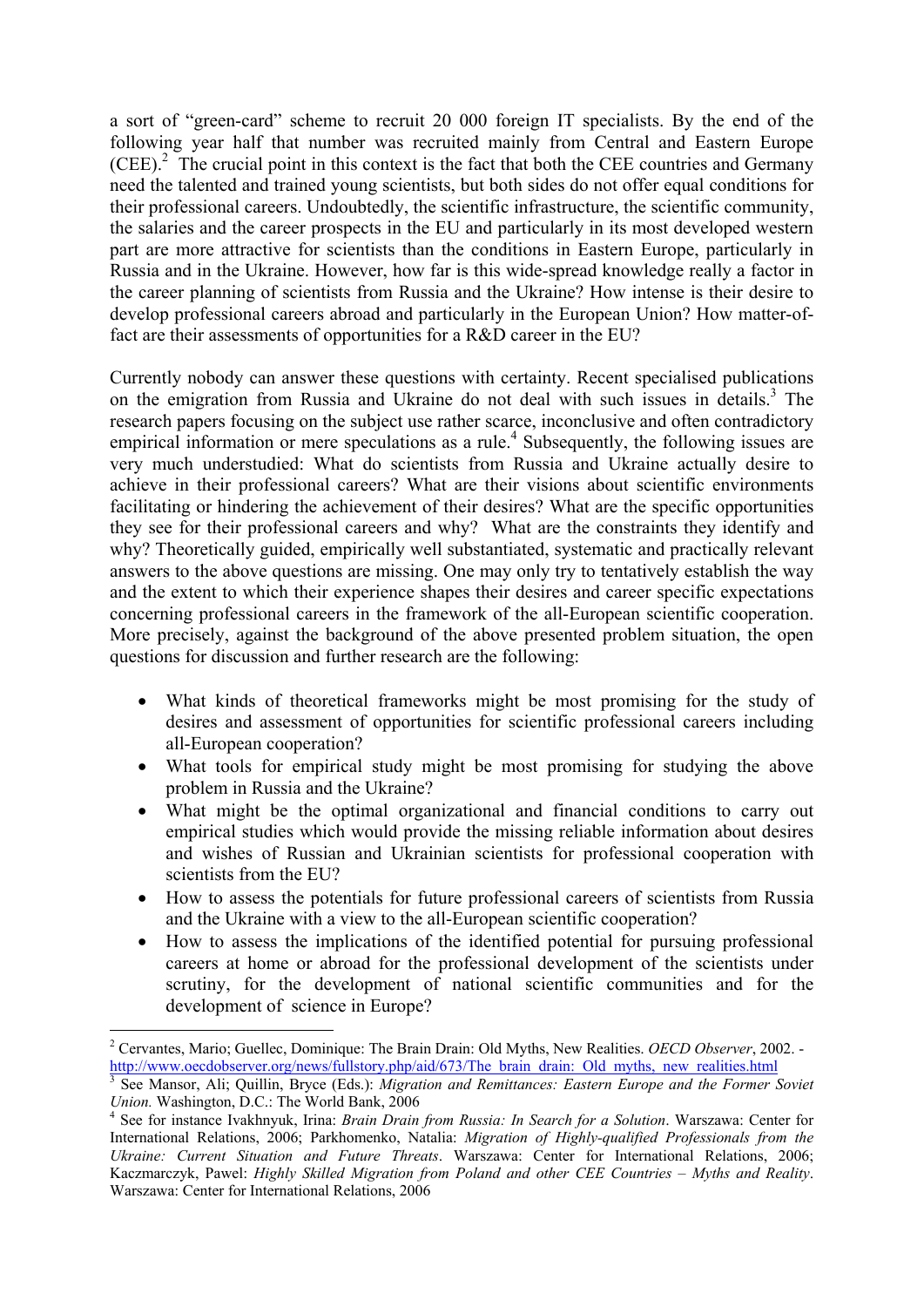a sort of "green-card" scheme to recruit 20 000 foreign IT specialists. By the end of the following year half that number was recruited mainly from Central and Eastern Europe (CEE).[2] The crucial point in this context is the fact that both the CEE countries and Germany need the talented and trained young scientists, but both sides do not offer equal conditions for their professional careers. Undoubtedly, the scientific infrastructure, the scientific community, the salaries and the career prospects in the EU and particularly in its most developed western part are more attractive for scientists than the conditions in Eastern Europe, particularly in Russia and in the Ukraine. However, how far is this wide-spread knowledge really a factor in the career planning of scientists from Russia and the Ukraine? How intense is their desire to develop professional careers abroad and particularly in the European Union? How matter-of-fact are their assessments of opportunities for a R&D career in the EU?

Currently nobody can answer these questions with certainty. Recent specialised publications on the emigration from Russia and Ukraine do not deal with such issues in details.[3] The research papers focusing on the subject use rather scarce, inconclusive and often contradictory empirical information or mere speculations as a rule.[4] Subsequently, the following issues are very much understudied: What do scientists from Russia and Ukraine actually desire to achieve in their professional careers? What are their visions about scientific environments facilitating or hindering the achievement of their desires? What are the specific opportunities they see for their professional careers and why? What are the constraints they identify and why? Theoretically guided, empirically well substantiated, systematic and practically relevant answers to the above questions are missing. One may only try to tentatively establish the way and the extent to which their experience shapes their desires and career specific expectations concerning professional careers in the framework of the all-European scientific cooperation. More precisely, against the background of the above presented problem situation, the open questions for discussion and further research are the following:

- What kinds of theoretical frameworks might be most promising for the study of desires and assessment of opportunities for scientific professional careers including all-European cooperation?
- What tools for empirical study might be most promising for studying the above problem in Russia and the Ukraine?
- What might be the optimal organizational and financial conditions to carry out empirical studies which would provide the missing reliable information about desires and wishes of Russian and Ukrainian scientists for professional cooperation with scientists from the EU?
- How to assess the potentials for future professional careers of scientists from Russia and the Ukraine with a view to the all-European scientific cooperation?
- How to assess the implications of the identified potential for pursuing professional careers at home or abroad for the professional development of the scientists under scrutiny, for the development of national scientific communities and for the development of science in Europe?

---

[2] Cervantes, Mario; Guellec, Dominique: The Brain Drain: Old Myths, New Realities. *OECD Observer*, 2002. - http://www.oecdobserver.org/news/fullstory.php/aid/673/The_brain_drain:_Old_myths,_new_realities.html

[3] See Mansor, Ali; Quillin, Bryce (Eds.): *Migration and Remittances: Eastern Europe and the Former Soviet Union.* Washington, D.C.: The World Bank, 2006

[4] See for instance Ivakhnyuk, Irina: *Brain Drain from Russia: In Search for a Solution*. Warszawa: Center for International Relations, 2006; Parkhomenko, Natalia: *Migration of Highly-qualified Professionals from the Ukraine: Current Situation and Future Threats*. Warszawa: Center for International Relations, 2006; Kaczmarczyk, Pawel: *Highly Skilled Migration from Poland and other CEE Countries – Myths and Reality*. Warszawa: Center for International Relations, 2006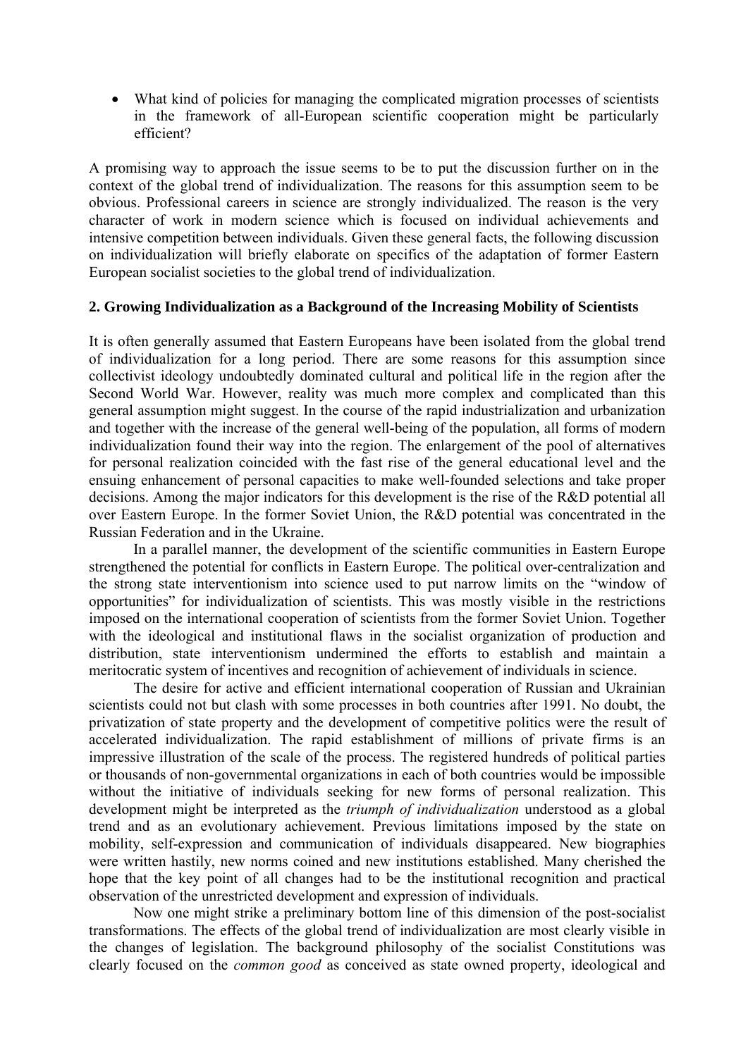- What kind of policies for managing the complicated migration processes of scientists in the framework of all-European scientific cooperation might be particularly efficient?

A promising way to approach the issue seems to be to put the discussion further on in the context of the global trend of individualization. The reasons for this assumption seem to be obvious. Professional careers in science are strongly individualized. The reason is the very character of work in modern science which is focused on individual achievements and intensive competition between individuals. Given these general facts, the following discussion on individualization will briefly elaborate on specifics of the adaptation of former Eastern European socialist societies to the global trend of individualization.

## 2. Growing Individualization as a Background of the Increasing Mobility of Scientists

It is often generally assumed that Eastern Europeans have been isolated from the global trend of individualization for a long period. There are some reasons for this assumption since collectivist ideology undoubtedly dominated cultural and political life in the region after the Second World War. However, reality was much more complex and complicated than this general assumption might suggest. In the course of the rapid industrialization and urbanization and together with the increase of the general well-being of the population, all forms of modern individualization found their way into the region. The enlargement of the pool of alternatives for personal realization coincided with the fast rise of the general educational level and the ensuing enhancement of personal capacities to make well-founded selections and take proper decisions. Among the major indicators for this development is the rise of the R&D potential all over Eastern Europe. In the former Soviet Union, the R&D potential was concentrated in the Russian Federation and in the Ukraine.

In a parallel manner, the development of the scientific communities in Eastern Europe strengthened the potential for conflicts in Eastern Europe. The political over-centralization and the strong state interventionism into science used to put narrow limits on the "window of opportunities" for individualization of scientists. This was mostly visible in the restrictions imposed on the international cooperation of scientists from the former Soviet Union. Together with the ideological and institutional flaws in the socialist organization of production and distribution, state interventionism undermined the efforts to establish and maintain a meritocratic system of incentives and recognition of achievement of individuals in science.

The desire for active and efficient international cooperation of Russian and Ukrainian scientists could not but clash with some processes in both countries after 1991. No doubt, the privatization of state property and the development of competitive politics were the result of accelerated individualization. The rapid establishment of millions of private firms is an impressive illustration of the scale of the process. The registered hundreds of political parties or thousands of non-governmental organizations in each of both countries would be impossible without the initiative of individuals seeking for new forms of personal realization. This development might be interpreted as the *triumph of individualization* understood as a global trend and as an evolutionary achievement. Previous limitations imposed by the state on mobility, self-expression and communication of individuals disappeared. New biographies were written hastily, new norms coined and new institutions established. Many cherished the hope that the key point of all changes had to be the institutional recognition and practical observation of the unrestricted development and expression of individuals.

Now one might strike a preliminary bottom line of this dimension of the post-socialist transformations. The effects of the global trend of individualization are most clearly visible in the changes of legislation. The background philosophy of the socialist Constitutions was clearly focused on the *common good* as conceived as state owned property, ideological and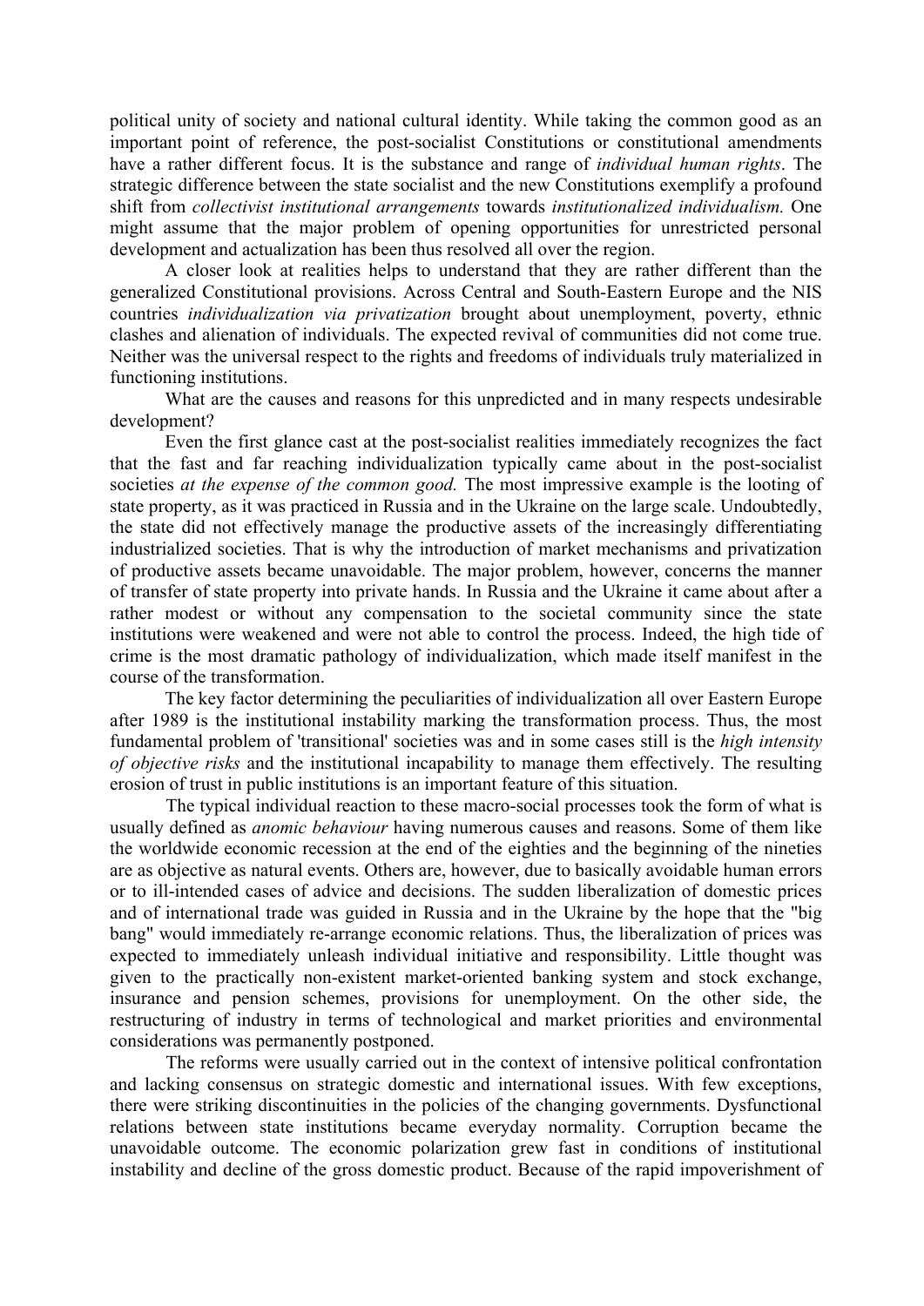political unity of society and national cultural identity. While taking the common good as an important point of reference, the post-socialist Constitutions or constitutional amendments have a rather different focus. It is the substance and range of *individual human rights*. The strategic difference between the state socialist and the new Constitutions exemplify a profound shift from *collectivist institutional arrangements* towards *institutionalized individualism.* One might assume that the major problem of opening opportunities for unrestricted personal development and actualization has been thus resolved all over the region.

A closer look at realities helps to understand that they are rather different than the generalized Constitutional provisions. Across Central and South-Eastern Europe and the NIS countries *individualization via privatization* brought about unemployment, poverty, ethnic clashes and alienation of individuals. The expected revival of communities did not come true. Neither was the universal respect to the rights and freedoms of individuals truly materialized in functioning institutions.

What are the causes and reasons for this unpredicted and in many respects undesirable development?

Even the first glance cast at the post-socialist realities immediately recognizes the fact that the fast and far reaching individualization typically came about in the post-socialist societies *at the expense of the common good.* The most impressive example is the looting of state property, as it was practiced in Russia and in the Ukraine on the large scale. Undoubtedly, the state did not effectively manage the productive assets of the increasingly differentiating industrialized societies. That is why the introduction of market mechanisms and privatization of productive assets became unavoidable. The major problem, however, concerns the manner of transfer of state property into private hands. In Russia and the Ukraine it came about after a rather modest or without any compensation to the societal community since the state institutions were weakened and were not able to control the process. Indeed, the high tide of crime is the most dramatic pathology of individualization, which made itself manifest in the course of the transformation.

The key factor determining the peculiarities of individualization all over Eastern Europe after 1989 is the institutional instability marking the transformation process. Thus, the most fundamental problem of 'transitional' societies was and in some cases still is the *high intensity of objective risks* and the institutional incapability to manage them effectively. The resulting erosion of trust in public institutions is an important feature of this situation.

The typical individual reaction to these macro-social processes took the form of what is usually defined as *anomic behaviour* having numerous causes and reasons. Some of them like the worldwide economic recession at the end of the eighties and the beginning of the nineties are as objective as natural events. Others are, however, due to basically avoidable human errors or to ill-intended cases of advice and decisions. The sudden liberalization of domestic prices and of international trade was guided in Russia and in the Ukraine by the hope that the "big bang" would immediately re-arrange economic relations. Thus, the liberalization of prices was expected to immediately unleash individual initiative and responsibility. Little thought was given to the practically non-existent market-oriented banking system and stock exchange, insurance and pension schemes, provisions for unemployment. On the other side, the restructuring of industry in terms of technological and market priorities and environmental considerations was permanently postponed.

The reforms were usually carried out in the context of intensive political confrontation and lacking consensus on strategic domestic and international issues. With few exceptions, there were striking discontinuities in the policies of the changing governments. Dysfunctional relations between state institutions became everyday normality. Corruption became the unavoidable outcome. The economic polarization grew fast in conditions of institutional instability and decline of the gross domestic product. Because of the rapid impoverishment of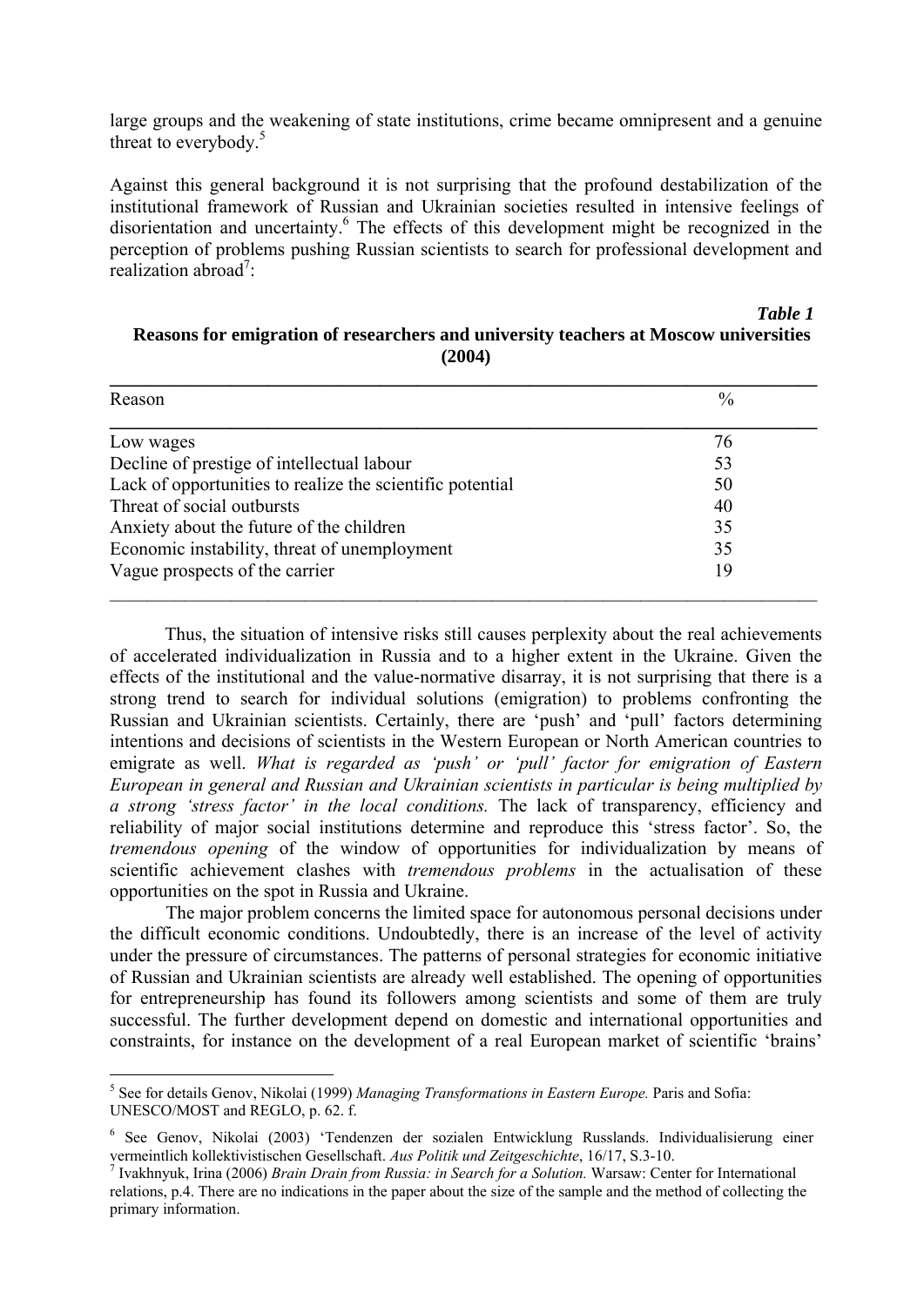large groups and the weakening of state institutions, crime became omnipresent and a genuine threat to everybody.[5]

Against this general background it is not surprising that the profound destabilization of the institutional framework of Russian and Ukrainian societies resulted in intensive feelings of disorientation and uncertainty.[6] The effects of this development might be recognized in the perception of problems pushing Russian scientists to search for professional development and realization abroad[7]:

***Table 1***

**Reasons for emigration of researchers and university teachers at Moscow universities (2004)**

| Reason | % |
|---|---|
| Low wages | 76 |
| Decline of prestige of intellectual labour | 53 |
| Lack of opportunities to realize the scientific potential | 50 |
| Threat of social outbursts | 40 |
| Anxiety about the future of the children | 35 |
| Economic instability, threat of unemployment | 35 |
| Vague prospects of the carrier | 19 |

Thus, the situation of intensive risks still causes perplexity about the real achievements of accelerated individualization in Russia and to a higher extent in the Ukraine. Given the effects of the institutional and the value-normative disarray, it is not surprising that there is a strong trend to search for individual solutions (emigration) to problems confronting the Russian and Ukrainian scientists. Certainly, there are 'push' and 'pull' factors determining intentions and decisions of scientists in the Western European or North American countries to emigrate as well. *What is regarded as 'push' or 'pull' factor for emigration of Eastern European in general and Russian and Ukrainian scientists in particular is being multiplied by a strong 'stress factor' in the local conditions.* The lack of transparency, efficiency and reliability of major social institutions determine and reproduce this 'stress factor'. So, the *tremendous opening* of the window of opportunities for individualization by means of scientific achievement clashes with *tremendous problems* in the actualisation of these opportunities on the spot in Russia and Ukraine.

The major problem concerns the limited space for autonomous personal decisions under the difficult economic conditions. Undoubtedly, there is an increase of the level of activity under the pressure of circumstances. The patterns of personal strategies for economic initiative of Russian and Ukrainian scientists are already well established. The opening of opportunities for entrepreneurship has found its followers among scientists and some of them are truly successful. The further development depend on domestic and international opportunities and constraints, for instance on the development of a real European market of scientific 'brains'

[5] See for details Genov, Nikolai (1999) *Managing Transformations in Eastern Europe.* Paris and Sofia: UNESCO/MOST and REGLO, p. 62. f.

[6] See Genov, Nikolai (2003) 'Tendenzen der sozialen Entwicklung Russlands. Individualisierung einer vermeintlich kollektivistischen Gesellschaft. *Aus Politik und Zeitgeschichte*, 16/17, S.3-10.

[7] Ivakhnyuk, Irina (2006) *Brain Drain from Russia: in Search for a Solution.* Warsaw: Center for International relations, p.4. There are no indications in the paper about the size of the sample and the method of collecting the primary information.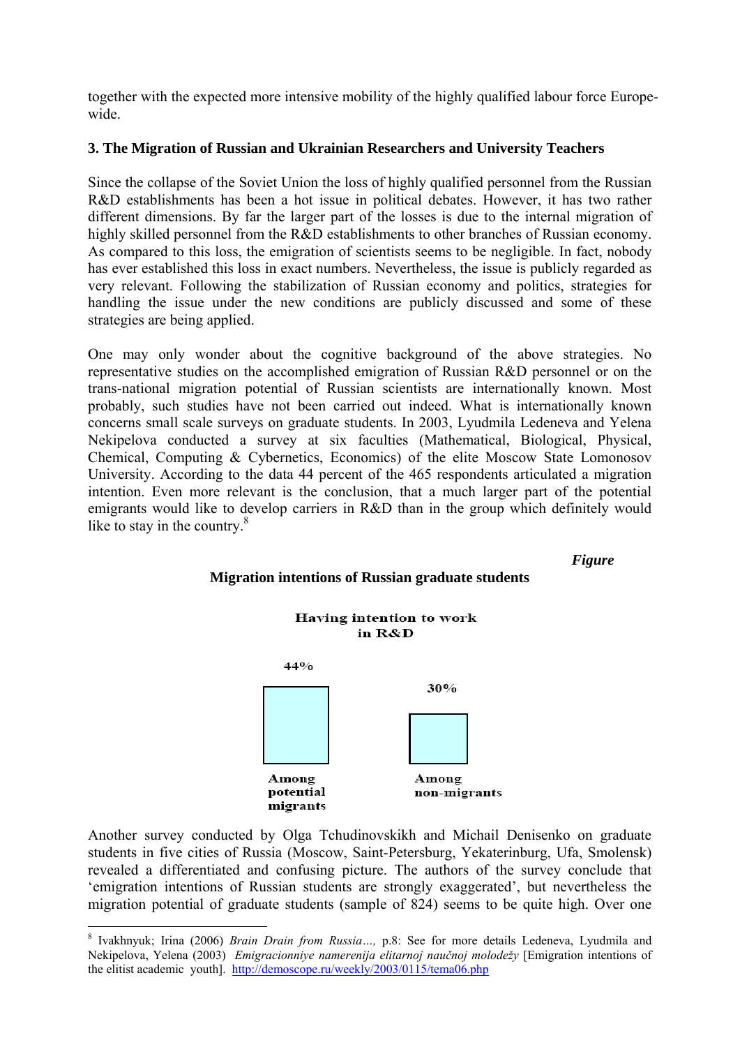together with the expected more intensive mobility of the highly qualified labour force Europe-wide.

### 3. The Migration of Russian and Ukrainian Researchers and University Teachers

Since the collapse of the Soviet Union the loss of highly qualified personnel from the Russian R&D establishments has been a hot issue in political debates. However, it has two rather different dimensions. By far the larger part of the losses is due to the internal migration of highly skilled personnel from the R&D establishments to other branches of Russian economy. As compared to this loss, the emigration of scientists seems to be negligible. In fact, nobody has ever established this loss in exact numbers. Nevertheless, the issue is publicly regarded as very relevant. Following the stabilization of Russian economy and politics, strategies for handling the issue under the new conditions are publicly discussed and some of these strategies are being applied.

One may only wonder about the cognitive background of the above strategies. No representative studies on the accomplished emigration of Russian R&D personnel or on the trans-national migration potential of Russian scientists are internationally known. Most probably, such studies have not been carried out indeed. What is internationally known concerns small scale surveys on graduate students. In 2003, Lyudmila Ledeneva and Yelena Nekipelova conducted a survey at six faculties (Mathematical, Biological, Physical, Chemical, Computing & Cybernetics, Economics) of the elite Moscow State Lomonosov University. According to the data 44 percent of the 465 respondents articulated a migration intention. Even more relevant is the conclusion, that a much larger part of the potential emigrants would like to develop carriers in R&D than in the group which definitely would like to stay in the country.[8]

***Figure***

**Migration intentions of Russian graduate students**

Having intention to work in R&D

44%

30%

Among potential migrants

Among non-migrants

Another survey conducted by Olga Tchudinovskikh and Michail Denisenko on graduate students in five cities of Russia (Moscow, Saint-Petersburg, Yekaterinburg, Ufa, Smolensk) revealed a differentiated and confusing picture. The authors of the survey conclude that 'emigration intentions of Russian students are strongly exaggerated', but nevertheless the migration potential of graduate students (sample of 824) seems to be quite high. Over one

---

[8] Ivakhnyuk; Irina (2006) *Brain Drain from Russia…,* p.8: See for more details Ledeneva, Lyudmila and Nekipelova, Yelena (2003) *Emigracionniye namerenija elitarnoj naučnoj molodežy* [Emigration intentions of the elitist academic youth]. http://demoscope.ru/weekly/2003/0115/tema06.php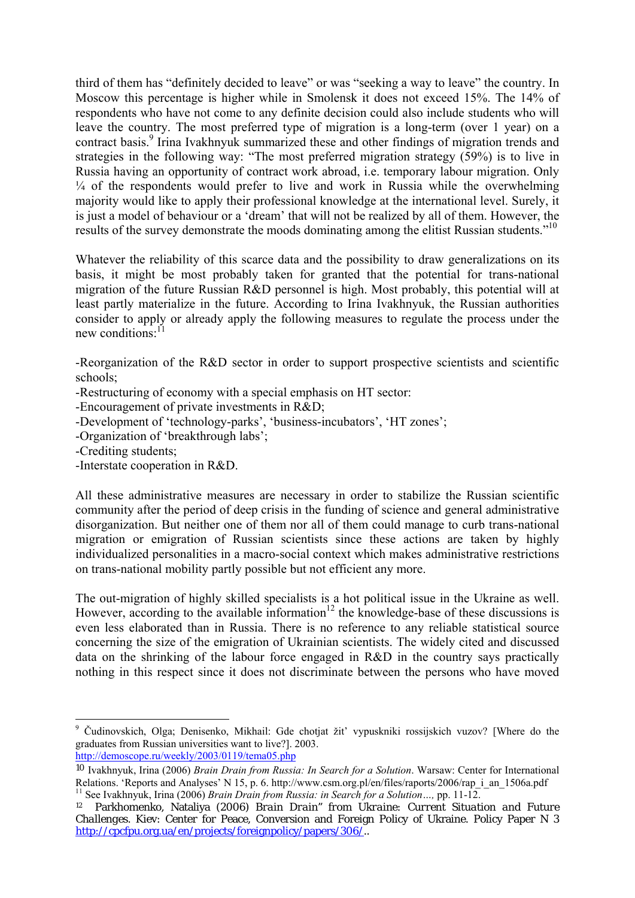third of them has “definitely decided to leave” or was “seeking a way to leave” the country. In Moscow this percentage is higher while in Smolensk it does not exceed 15%. The 14% of respondents who have not come to any definite decision could also include students who will leave the country. The most preferred type of migration is a long-term (over 1 year) on a contract basis.[9] Irina Ivakhnyuk summarized these and other findings of migration trends and strategies in the following way: “The most preferred migration strategy (59%) is to live in Russia having an opportunity of contract work abroad, i.e. temporary labour migration. Only ¼ of the respondents would prefer to live and work in Russia while the overwhelming majority would like to apply their professional knowledge at the international level. Surely, it is just a model of behaviour or a ‘dream’ that will not be realized by all of them. However, the results of the survey demonstrate the moods dominating among the elitist Russian students.”[10]

Whatever the reliability of this scarce data and the possibility to draw generalizations on its basis, it might be most probably taken for granted that the potential for trans-national migration of the future Russian R&D personnel is high. Most probably, this potential will at least partly materialize in the future. According to Irina Ivakhnyuk, the Russian authorities consider to apply or already apply the following measures to regulate the process under the new conditions:[11]

-Reorganization of the R&D sector in order to support prospective scientists and scientific schools;
-Restructuring of economy with a special emphasis on HT sector:
-Encouragement of private investments in R&D;
-Development of ‘technology-parks’, ‘business-incubators’, ‘HT zones’;
-Organization of ‘breakthrough labs’;
-Crediting students;
-Interstate cooperation in R&D.

All these administrative measures are necessary in order to stabilize the Russian scientific community after the period of deep crisis in the funding of science and general administrative disorganization. But neither one of them nor all of them could manage to curb trans-national migration or emigration of Russian scientists since these actions are taken by highly individualized personalities in a macro-social context which makes administrative restrictions on trans-national mobility partly possible but not efficient any more.

The out-migration of highly skilled specialists is a hot political issue in the Ukraine as well. However, according to the available information[12] the knowledge-base of these discussions is even less elaborated than in Russia. There is no reference to any reliable statistical source concerning the size of the emigration of Ukrainian scientists. The widely cited and discussed data on the shrinking of the labour force engaged in R&D in the country says practically nothing in this respect since it does not discriminate between the persons who have moved

---

[9] Čudinovskich, Olga; Denisenko, Mikhail: Gde chotjat žit’ vypuskniki rossijskich vuzov? [Where do the graduates from Russian universities want to live?]. 2003. http://demoscope.ru/weekly/2003/0119/tema05.php

[10] Ivakhnyuk, Irina (2006) *Brain Drain from Russia: In Search for a Solution*. Warsaw: Center for International Relations. ‘Reports and Analyses’ N 15, p. 6. http://www.csm.org.pl/en/files/raports/2006/rap_i_an_1506a.pdf

[11] See Ivakhnyuk, Irina (2006) *Brain Drain from Russia: in Search for a Solution…,* pp. 11-12.

[12] Parkhomenko, Nataliya (2006) Brain Drain” from Ukraine: Current Situation and Future Challenges. Kiev: Center for Peace, Conversion and Foreign Policy of Ukraine. Policy Paper N 3 http://cpcfpu.org.ua/en/projects/foreignpolicy/papers/306/..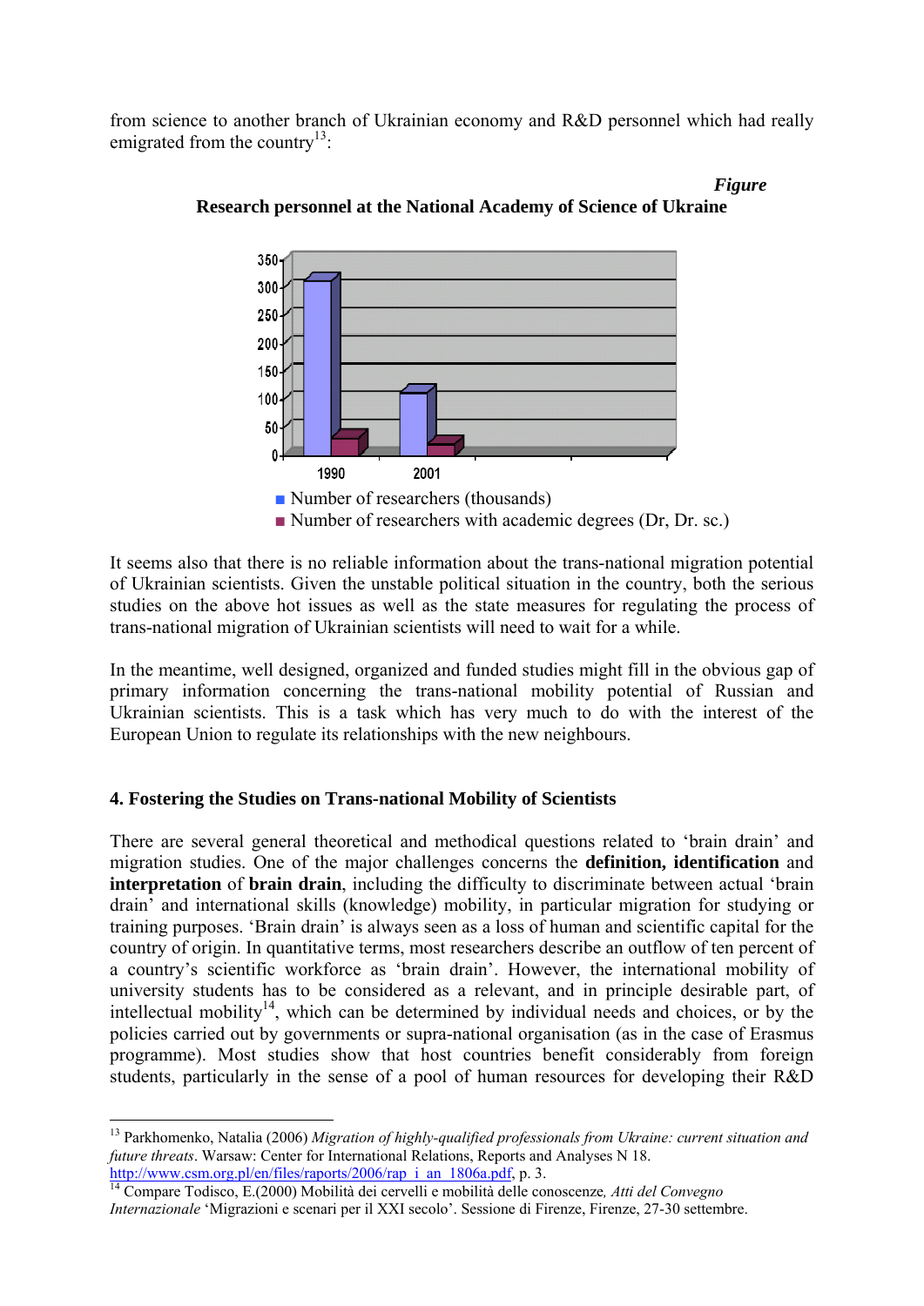from science to another branch of Ukrainian economy and R&D personnel which had really emigrated from the country[13]:

*Figure*

**Research personnel at the National Academy of Science of Ukraine**

350
300
250
200
150
100
50
0

1990
2001

■ Number of researchers (thousands)
■ Number of researchers with academic degrees (Dr, Dr. sc.)

It seems also that there is no reliable information about the trans-national migration potential of Ukrainian scientists. Given the unstable political situation in the country, both the serious studies on the above hot issues as well as the state measures for regulating the process of trans-national migration of Ukrainian scientists will need to wait for a while.

In the meantime, well designed, organized and funded studies might fill in the obvious gap of primary information concerning the trans-national mobility potential of Russian and Ukrainian scientists. This is a task which has very much to do with the interest of the European Union to regulate its relationships with the new neighbours.

### 4. Fostering the Studies on Trans-national Mobility of Scientists

There are several general theoretical and methodical questions related to 'brain drain' and migration studies. One of the major challenges concerns the **definition, identification** and **interpretation** of **brain drain**, including the difficulty to discriminate between actual 'brain drain' and international skills (knowledge) mobility, in particular migration for studying or training purposes. 'Brain drain' is always seen as a loss of human and scientific capital for the country of origin. In quantitative terms, most researchers describe an outflow of ten percent of a country's scientific workforce as 'brain drain'. However, the international mobility of university students has to be considered as a relevant, and in principle desirable part, of intellectual mobility[14], which can be determined by individual needs and choices, or by the policies carried out by governments or supra-national organisation (as in the case of Erasmus programme). Most studies show that host countries benefit considerably from foreign students, particularly in the sense of a pool of human resources for developing their R&D

---

[13] Parkhomenko, Natalia (2006) *Migration of highly-qualified professionals from Ukraine: current situation and future threats*. Warsaw: Center for International Relations, Reports and Analyses N 18. http://www.csm.org.pl/en/files/raports/2006/rap_i_an_1806a.pdf, p. 3.

[14] Compare Todisco, E.(2000) Mobilità dei cervelli e mobilità delle conoscenze*, Atti del Convegno Internazionale* 'Migrazioni e scenari per il XXI secolo'. Sessione di Firenze, Firenze, 27-30 settembre.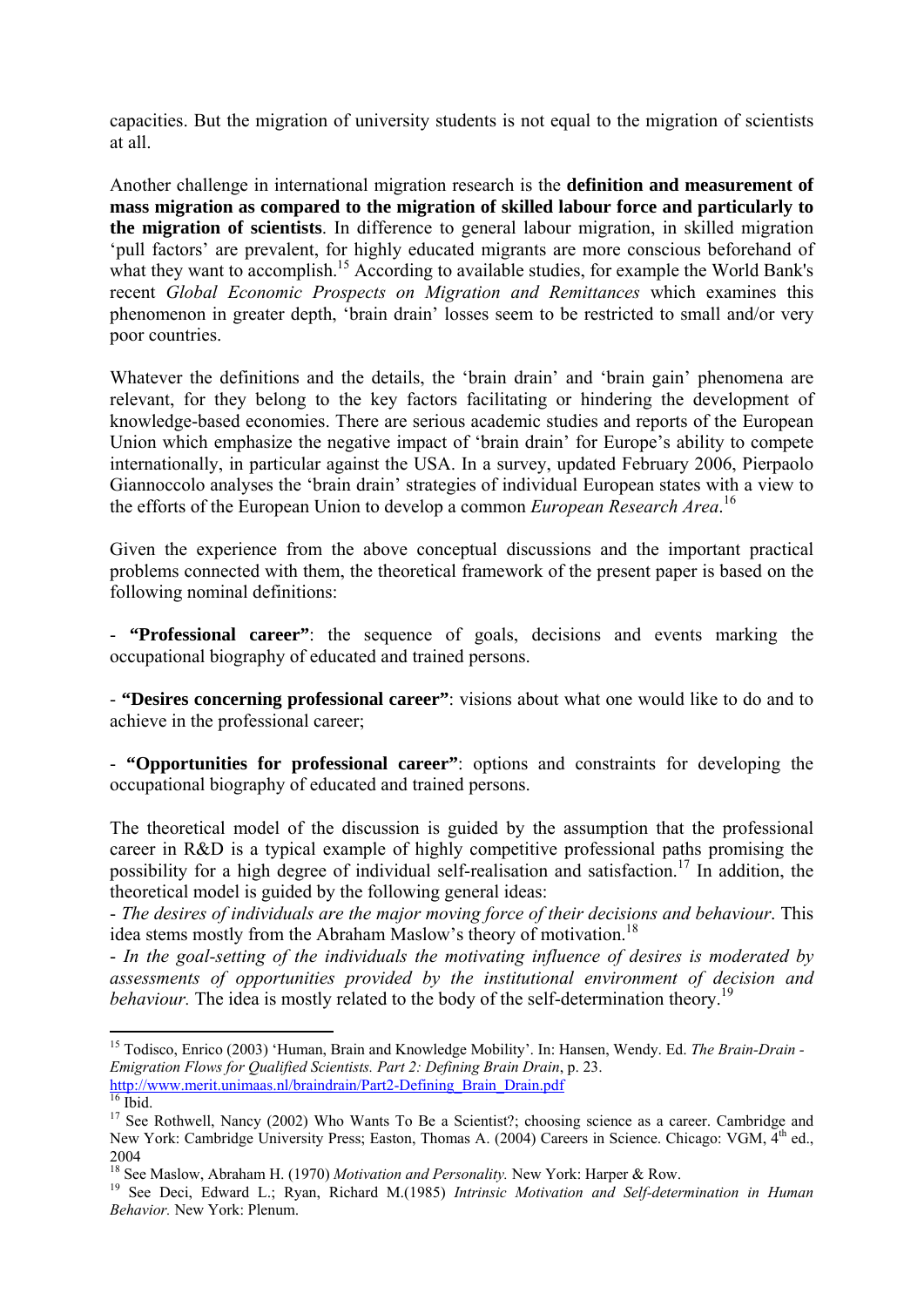capacities. But the migration of university students is not equal to the migration of scientists at all.

Another challenge in international migration research is the **definition and measurement of mass migration as compared to the migration of skilled labour force and particularly to the migration of scientists**. In difference to general labour migration, in skilled migration 'pull factors' are prevalent, for highly educated migrants are more conscious beforehand of what they want to accomplish.[15] According to available studies, for example the World Bank's recent *Global Economic Prospects on Migration and Remittances* which examines this phenomenon in greater depth, 'brain drain' losses seem to be restricted to small and/or very poor countries.

Whatever the definitions and the details, the 'brain drain' and 'brain gain' phenomena are relevant, for they belong to the key factors facilitating or hindering the development of knowledge-based economies. There are serious academic studies and reports of the European Union which emphasize the negative impact of 'brain drain' for Europe's ability to compete internationally, in particular against the USA. In a survey, updated February 2006, Pierpaolo Giannoccolo analyses the 'brain drain' strategies of individual European states with a view to the efforts of the European Union to develop a common *European Research Area*.[16]

Given the experience from the above conceptual discussions and the important practical problems connected with them, the theoretical framework of the present paper is based on the following nominal definitions:

- **"Professional career"**: the sequence of goals, decisions and events marking the occupational biography of educated and trained persons.

- **"Desires concerning professional career"**: visions about what one would like to do and to achieve in the professional career;

- **"Opportunities for professional career"**: options and constraints for developing the occupational biography of educated and trained persons.

The theoretical model of the discussion is guided by the assumption that the professional career in R&D is a typical example of highly competitive professional paths promising the possibility for a high degree of individual self-realisation and satisfaction.[17] In addition, the theoretical model is guided by the following general ideas:

- *The desires of individuals are the major moving force of their decisions and behaviour*. This idea stems mostly from the Abraham Maslow's theory of motivation.[18]

- *In the goal-setting of the individuals the motivating influence of desires is moderated by assessments of opportunities provided by the institutional environment of decision and behaviour.* The idea is mostly related to the body of the self-determination theory.[19]

---

[15] Todisco, Enrico (2003) 'Human, Brain and Knowledge Mobility'. In: Hansen, Wendy. Ed. *The Brain-Drain - Emigration Flows for Qualified Scientists. Part 2: Defining Brain Drain*, p. 23. http://www.merit.unimaas.nl/braindrain/Part2-Defining_Brain_Drain.pdf

[16] Ibid.

[17] See Rothwell, Nancy (2002) Who Wants To Be a Scientist?; choosing science as a career. Cambridge and New York: Cambridge University Press; Easton, Thomas A. (2004) Careers in Science. Chicago: VGM, 4th ed., 2004

[18] See Maslow, Abraham H. (1970) *Motivation and Personality.* New York: Harper & Row.

[19] See Deci, Edward L.; Ryan, Richard M.(1985) *Intrinsic Motivation and Self-determination in Human Behavior.* New York: Plenum.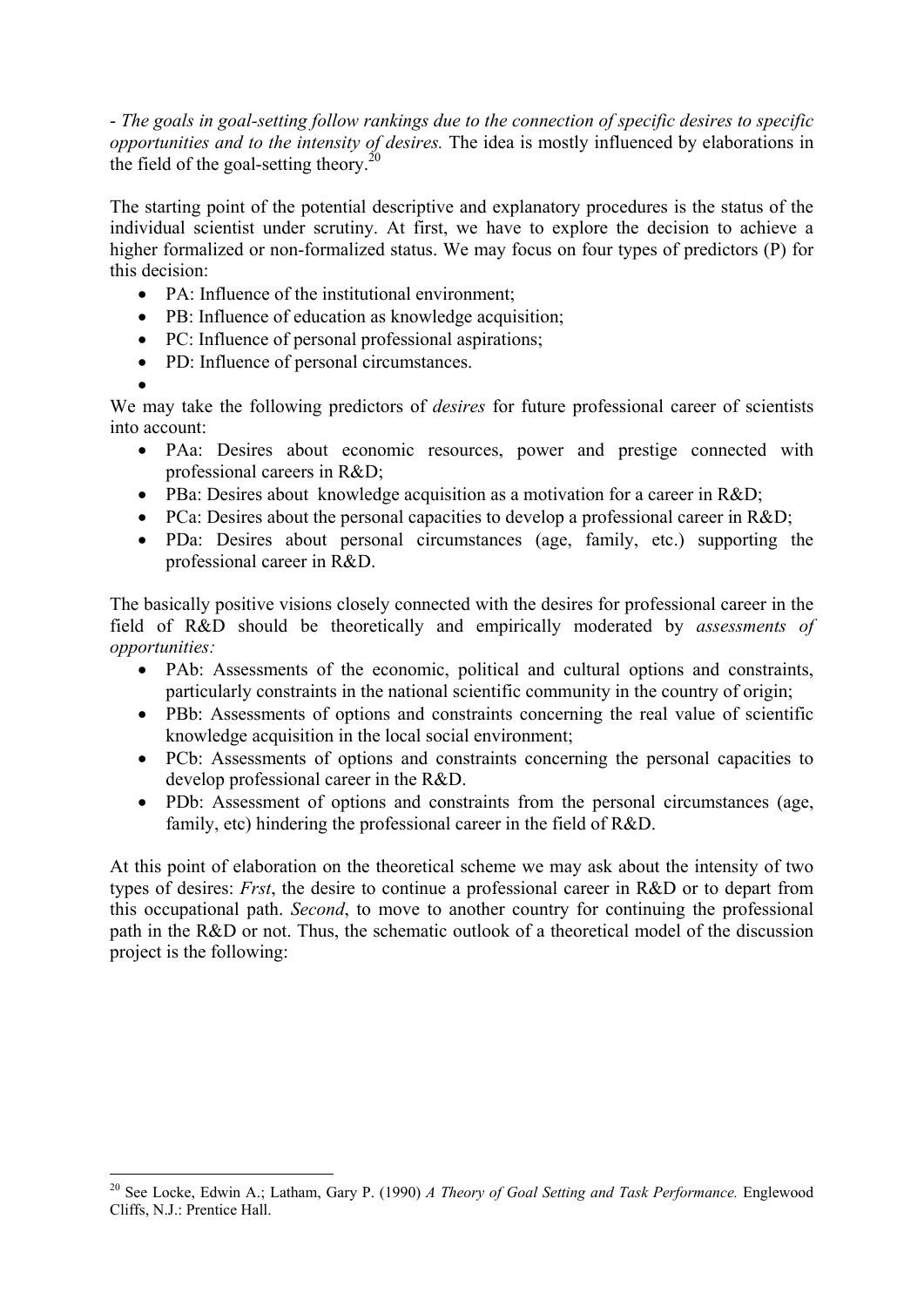- *The goals in goal-setting follow rankings due to the connection of specific desires to specific opportunities and to the intensity of desires.* The idea is mostly influenced by elaborations in the field of the goal-setting theory.[20]

The starting point of the potential descriptive and explanatory procedures is the status of the individual scientist under scrutiny. At first, we have to explore the decision to achieve a higher formalized or non-formalized status. We may focus on four types of predictors (P) for this decision:

- PA: Influence of the institutional environment;
- PB: Influence of education as knowledge acquisition;
- PC: Influence of personal professional aspirations;
- PD: Influence of personal circumstances.

We may take the following predictors of *desires* for future professional career of scientists into account:

- PAa: Desires about economic resources, power and prestige connected with professional careers in R&D;
- PBa: Desires about knowledge acquisition as a motivation for a career in R&D;
- PCa: Desires about the personal capacities to develop a professional career in R&D;
- PDa: Desires about personal circumstances (age, family, etc.) supporting the professional career in R&D.

The basically positive visions closely connected with the desires for professional career in the field of R&D should be theoretically and empirically moderated by *assessments of opportunities:*

- PAb: Assessments of the economic, political and cultural options and constraints, particularly constraints in the national scientific community in the country of origin;
- PBb: Assessments of options and constraints concerning the real value of scientific knowledge acquisition in the local social environment;
- PCb: Assessments of options and constraints concerning the personal capacities to develop professional career in the R&D.
- PDb: Assessment of options and constraints from the personal circumstances (age, family, etc) hindering the professional career in the field of R&D.

At this point of elaboration on the theoretical scheme we may ask about the intensity of two types of desires: *Frst*, the desire to continue a professional career in R&D or to depart from this occupational path. *Second*, to move to another country for continuing the professional path in the R&D or not. Thus, the schematic outlook of a theoretical model of the discussion project is the following:

[20] See Locke, Edwin A.; Latham, Gary P. (1990) *A Theory of Goal Setting and Task Performance.* Englewood Cliffs, N.J.: Prentice Hall.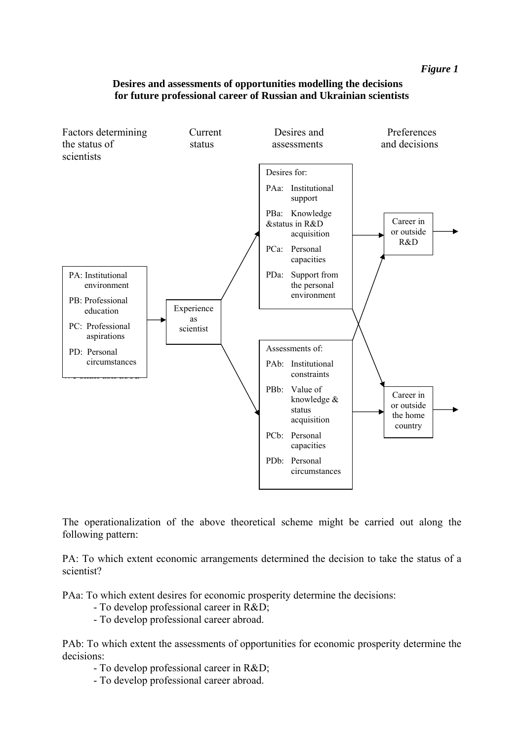*Figure 1*

**Desires and assessments of opportunities modelling the decisions for future professional career of Russian and Ukrainian scientists**

Factors determining the status of scientists

Current status

Desires and assessments

Preferences and decisions

PA: Institutional environment

PB: Professional education

PC: Professional aspirations

PD: Personal circumstances

Experience as scientist

Desires for:

PAa: Institutional support

PBa: Knowledge &status in R&D acquisition

PCa: Personal capacities

PDa: Support from the personal environment

Assessments of:

PAb: Institutional constraints

PBb: Value of knowledge & status acquisition

PCb: Personal capacities

PDb: Personal circumstances

Career in or outside R&D

Career in or outside the home country

The operationalization of the above theoretical scheme might be carried out along the following pattern:

PA: To which extent economic arrangements determined the decision to take the status of a scientist?

PAa: To which extent desires for economic prosperity determine the decisions:

- To develop professional career in R&D;
- To develop professional career abroad.

PAb: To which extent the assessments of opportunities for economic prosperity determine the decisions:

- To develop professional career in R&D;
- To develop professional career abroad.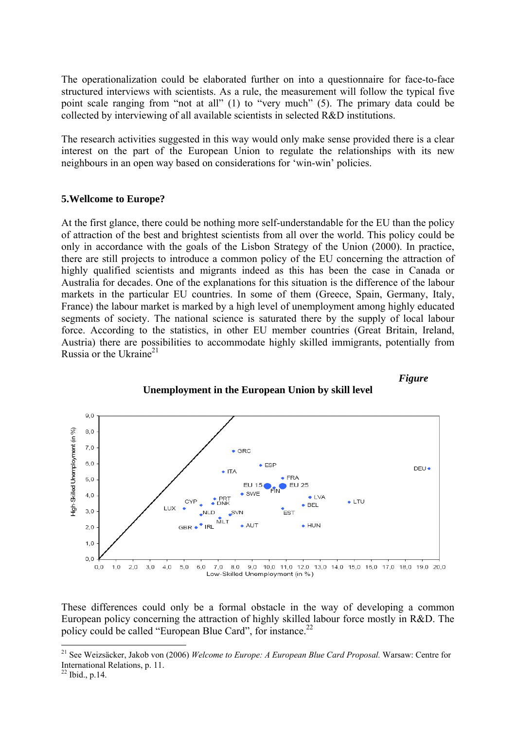The operationalization could be elaborated further on into a questionnaire for face-to-face structured interviews with scientists. As a rule, the measurement will follow the typical five point scale ranging from "not at all" (1) to "very much" (5). The primary data could be collected by interviewing of all available scientists in selected R&D institutions.

The research activities suggested in this way would only make sense provided there is a clear interest on the part of the European Union to regulate the relationships with its new neighbours in an open way based on considerations for 'win-win' policies.

## 5.Wellcome to Europe?

At the first glance, there could be nothing more self-understandable for the EU than the policy of attraction of the best and brightest scientists from all over the world. This policy could be only in accordance with the goals of the Lisbon Strategy of the Union (2000). In practice, there are still projects to introduce a common policy of the EU concerning the attraction of highly qualified scientists and migrants indeed as this has been the case in Canada or Australia for decades. One of the explanations for this situation is the difference of the labour markets in the particular EU countries. In some of them (Greece, Spain, Germany, Italy, France) the labour market is marked by a high level of unemployment among highly educated segments of society. The national science is saturated there by the supply of local labour force. According to the statistics, in other EU member countries (Great Britain, Ireland, Austria) there are possibilities to accommodate highly skilled immigrants, potentially from Russia or the Ukraine[21]

***Figure***

**Unemployment in the European Union by skill level**

High-Skilled Unemployment (in %)
9,0
8,0
7,0
6,0
5,0
4,0
3,0
2,0
1,0
0,0

GRC
ESP
ITA
DEU
FRA
EU 15
EU 25
FIN
SWE
LVA
CYP
PRT
DNK
LTU
BEL
LUX
NLD
SVN
EST
MLT
GBR
IRL
AUT
HUN

0,0 1,0 2,0 3,0 4,0 5,0 6,0 7,0 8,0 9,0 10,0 11,0 12,0 13,0 14,0 15,0 16,0 17,0 18,0 19,0 20,0
Low-Skilled Unemployment (in %)

These differences could only be a formal obstacle in the way of developing a common European policy concerning the attraction of highly skilled labour force mostly in R&D. The policy could be called "European Blue Card", for instance.[22]

[21] See Weizsäcker, Jakob von (2006) *Welcome to Europe: A European Blue Card Proposal.* Warsaw: Centre for International Relations, p. 11.

[22] Ibid., p.14.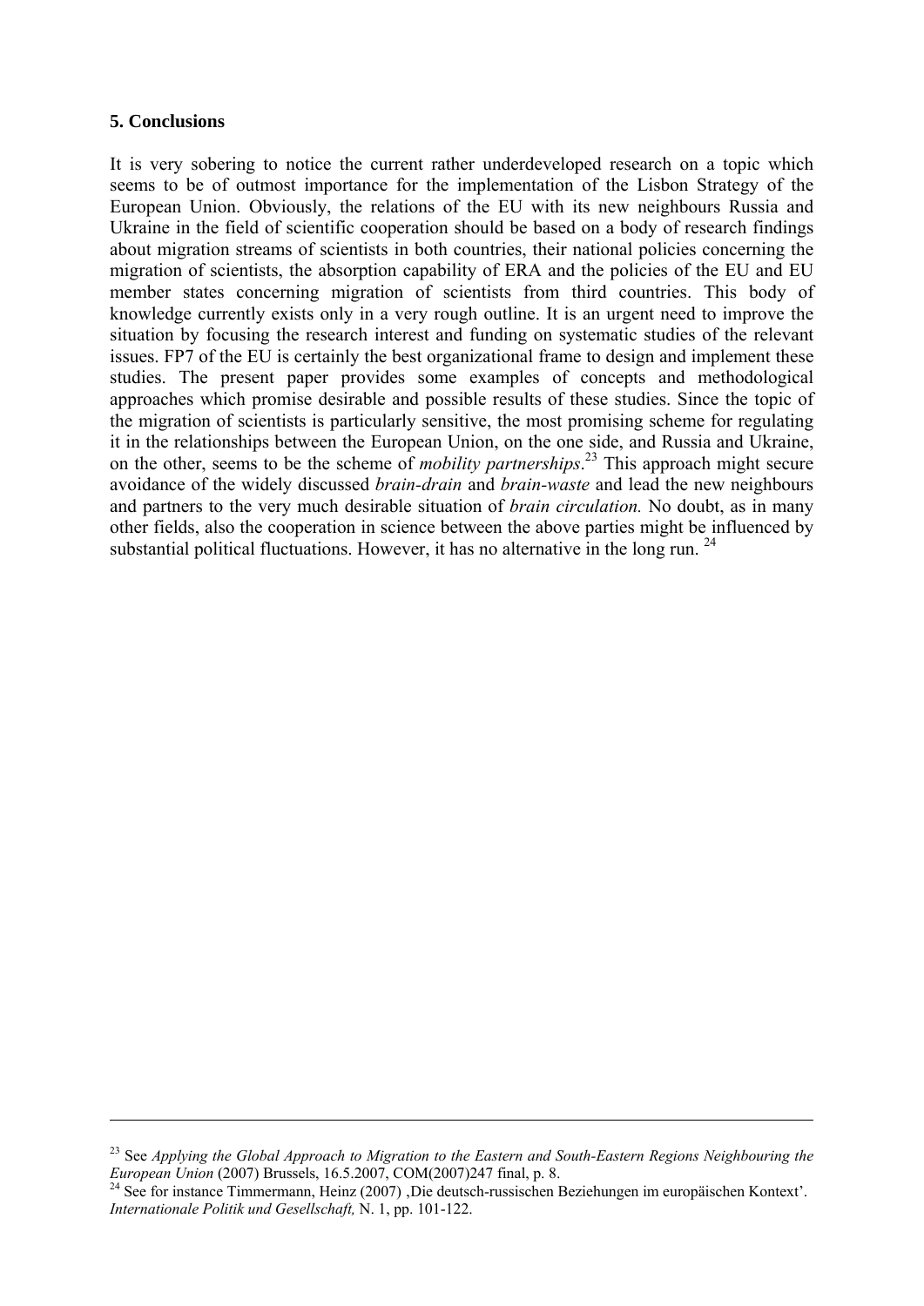## 5. Conclusions

It is very sobering to notice the current rather underdeveloped research on a topic which seems to be of outmost importance for the implementation of the Lisbon Strategy of the European Union. Obviously, the relations of the EU with its new neighbours Russia and Ukraine in the field of scientific cooperation should be based on a body of research findings about migration streams of scientists in both countries, their national policies concerning the migration of scientists, the absorption capability of ERA and the policies of the EU and EU member states concerning migration of scientists from third countries. This body of knowledge currently exists only in a very rough outline. It is an urgent need to improve the situation by focusing the research interest and funding on systematic studies of the relevant issues. FP7 of the EU is certainly the best organizational frame to design and implement these studies. The present paper provides some examples of concepts and methodological approaches which promise desirable and possible results of these studies. Since the topic of the migration of scientists is particularly sensitive, the most promising scheme for regulating it in the relationships between the European Union, on the one side, and Russia and Ukraine, on the other, seems to be the scheme of *mobility partnerships*.[23] This approach might secure avoidance of the widely discussed *brain-drain* and *brain-waste* and lead the new neighbours and partners to the very much desirable situation of *brain circulation.* No doubt, as in many other fields, also the cooperation in science between the above parties might be influenced by substantial political fluctuations. However, it has no alternative in the long run.[24]

---

[23] See *Applying the Global Approach to Migration to the Eastern and South-Eastern Regions Neighbouring the European Union* (2007) Brussels, 16.5.2007, COM(2007)247 final, p. 8.

[24] See for instance Timmermann, Heinz (2007) ‚Die deutsch-russischen Beziehungen im europäischen Kontext'. *Internationale Politik und Gesellschaft,* N. 1, pp. 101-122.